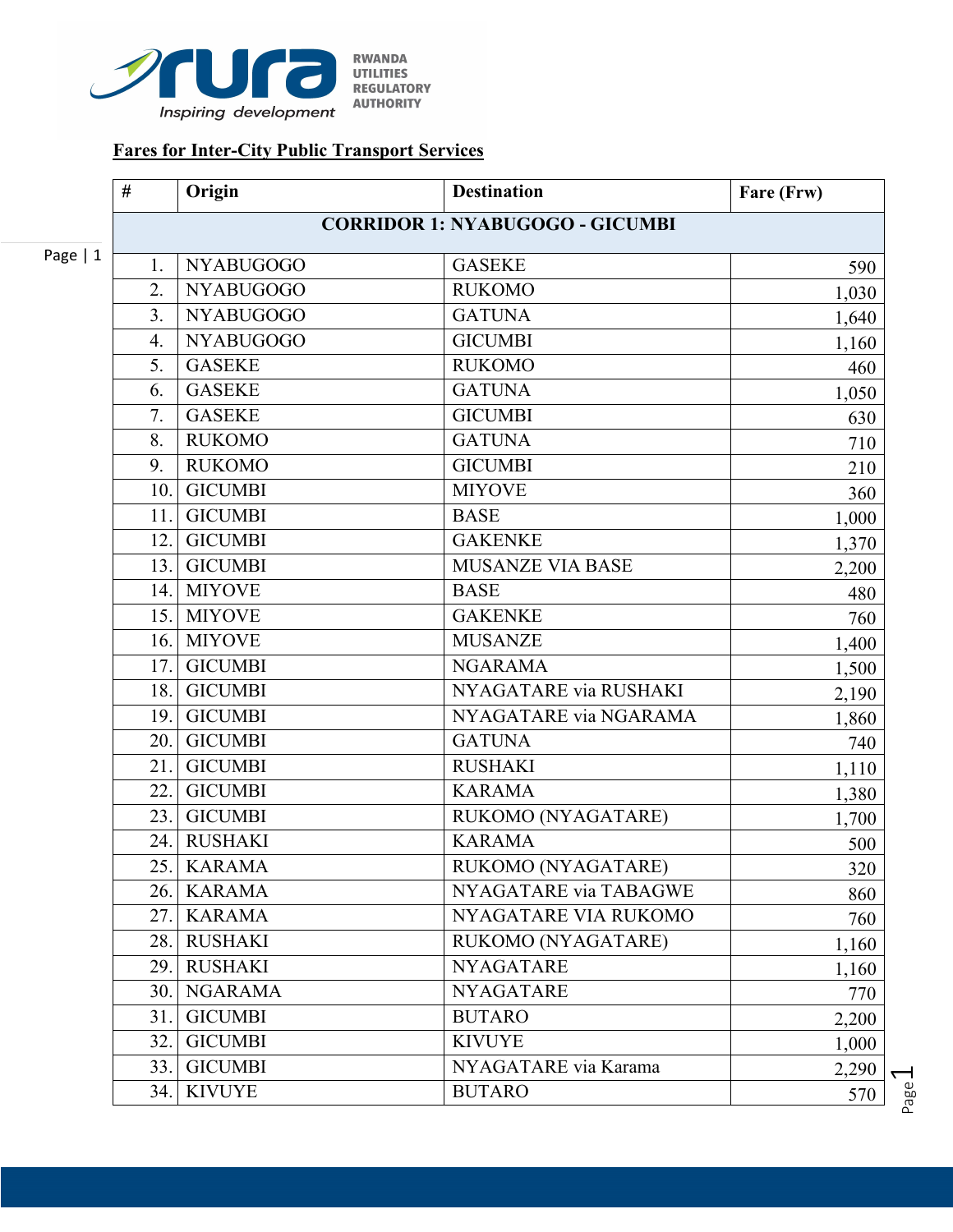RWANDA UTILITIES REGULATORY AUTHORITY

Inspiring development

**Fares for Inter-City Public Transport Services**

| # | Origin | Destination | Fare (Frw) |
|---|---|---|---|
| **CORRIDOR 1: NYABUGOGO - GICUMBI** | | | |
| 1. | NYABUGOGO | GASEKE | 590 |
| 2. | NYABUGOGO | RUKOMO | 1,030 |
| 3. | NYABUGOGO | GATUNA | 1,640 |
| 4. | NYABUGOGO | GICUMBI | 1,160 |
| 5. | GASEKE | RUKOMO | 460 |
| 6. | GASEKE | GATUNA | 1,050 |
| 7. | GASEKE | GICUMBI | 630 |
| 8. | RUKOMO | GATUNA | 710 |
| 9. | RUKOMO | GICUMBI | 210 |
| 10. | GICUMBI | MIYOVE | 360 |
| 11. | GICUMBI | BASE | 1,000 |
| 12. | GICUMBI | GAKENKE | 1,370 |
| 13. | GICUMBI | MUSANZE VIA BASE | 2,200 |
| 14. | MIYOVE | BASE | 480 |
| 15. | MIYOVE | GAKENKE | 760 |
| 16. | MIYOVE | MUSANZE | 1,400 |
| 17. | GICUMBI | NGARAMA | 1,500 |
| 18. | GICUMBI | NYAGATARE via RUSHAKI | 2,190 |
| 19. | GICUMBI | NYAGATARE via NGARAMA | 1,860 |
| 20. | GICUMBI | GATUNA | 740 |
| 21. | GICUMBI | RUSHAKI | 1,110 |
| 22. | GICUMBI | KARAMA | 1,380 |
| 23. | GICUMBI | RUKOMO (NYAGATARE) | 1,700 |
| 24. | RUSHAKI | KARAMA | 500 |
| 25. | KARAMA | RUKOMO (NYAGATARE) | 320 |
| 26. | KARAMA | NYAGATARE via TABAGWE | 860 |
| 27. | KARAMA | NYAGATARE VIA RUKOMO | 760 |
| 28. | RUSHAKI | RUKOMO (NYAGATARE) | 1,160 |
| 29. | RUSHAKI | NYAGATARE | 1,160 |
| 30. | NGARAMA | NYAGATARE | 770 |
| 31. | GICUMBI | BUTARO | 2,200 |
| 32. | GICUMBI | KIVUYE | 1,000 |
| 33. | GICUMBI | NYAGATARE via Karama | 2,290 |
| 34. | KIVUYE | BUTARO | 570 |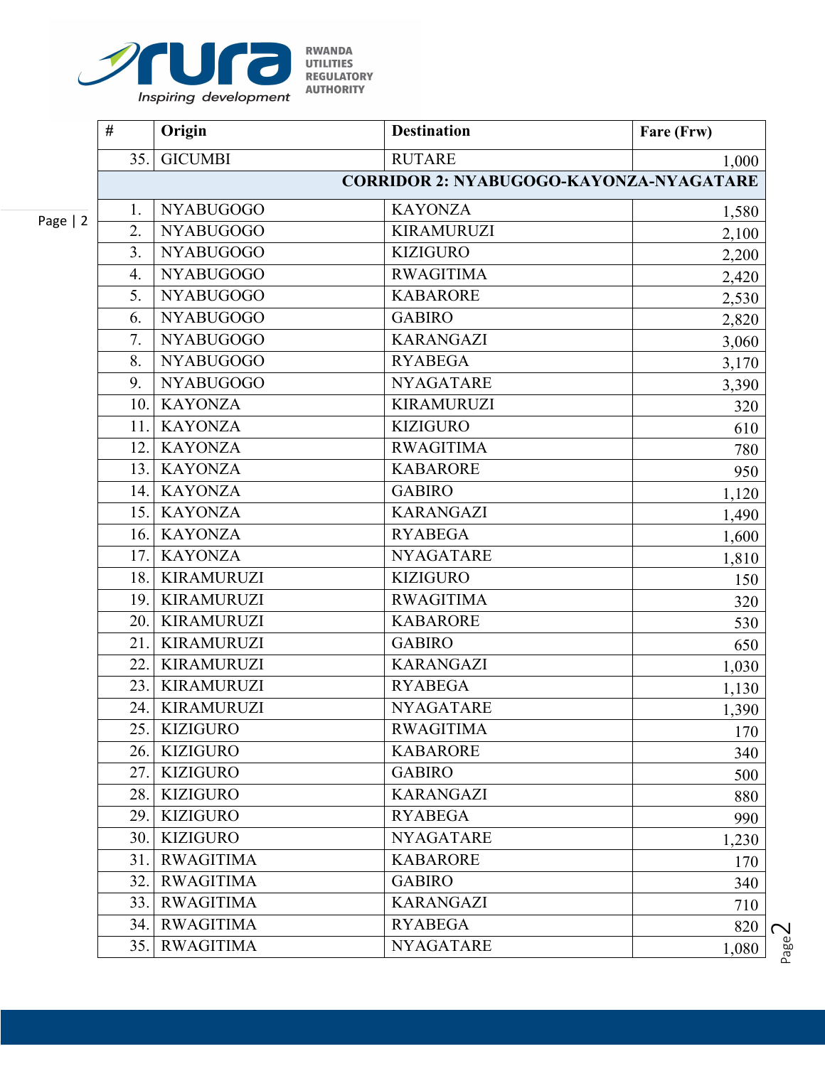| # | Origin | Destination | Fare (Frw) |
|---|---|---|---|
| 35. | GICUMBI | RUTARE | 1,000 |
| | **CORRIDOR 2: NYABUGOGO-KAYONZA-NYAGATARE** | | |
| 1. | NYABUGOGO | KAYONZA | 1,580 |
| 2. | NYABUGOGO | KIRAMURUZI | 2,100 |
| 3. | NYABUGOGO | KIZIGURO | 2,200 |
| 4. | NYABUGOGO | RWAGITIMA | 2,420 |
| 5. | NYABUGOGO | KABARORE | 2,530 |
| 6. | NYABUGOGO | GABIRO | 2,820 |
| 7. | NYABUGOGO | KARANGAZI | 3,060 |
| 8. | NYABUGOGO | RYABEGA | 3,170 |
| 9. | NYABUGOGO | NYAGATARE | 3,390 |
| 10. | KAYONZA | KIRAMURUZI | 320 |
| 11. | KAYONZA | KIZIGURO | 610 |
| 12. | KAYONZA | RWAGITIMA | 780 |
| 13. | KAYONZA | KABARORE | 950 |
| 14. | KAYONZA | GABIRO | 1,120 |
| 15. | KAYONZA | KARANGAZI | 1,490 |
| 16. | KAYONZA | RYABEGA | 1,600 |
| 17. | KAYONZA | NYAGATARE | 1,810 |
| 18. | KIRAMURUZI | KIZIGURO | 150 |
| 19. | KIRAMURUZI | RWAGITIMA | 320 |
| 20. | KIRAMURUZI | KABARORE | 530 |
| 21. | KIRAMURUZI | GABIRO | 650 |
| 22. | KIRAMURUZI | KARANGAZI | 1,030 |
| 23. | KIRAMURUZI | RYABEGA | 1,130 |
| 24. | KIRAMURUZI | NYAGATARE | 1,390 |
| 25. | KIZIGURO | RWAGITIMA | 170 |
| 26. | KIZIGURO | KABARORE | 340 |
| 27. | KIZIGURO | GABIRO | 500 |
| 28. | KIZIGURO | KARANGAZI | 880 |
| 29. | KIZIGURO | RYABEGA | 990 |
| 30. | KIZIGURO | NYAGATARE | 1,230 |
| 31. | RWAGITIMA | KABARORE | 170 |
| 32. | RWAGITIMA | GABIRO | 340 |
| 33. | RWAGITIMA | KARANGAZI | 710 |
| 34. | RWAGITIMA | RYABEGA | 820 |
| 35. | RWAGITIMA | NYAGATARE | 1,080 |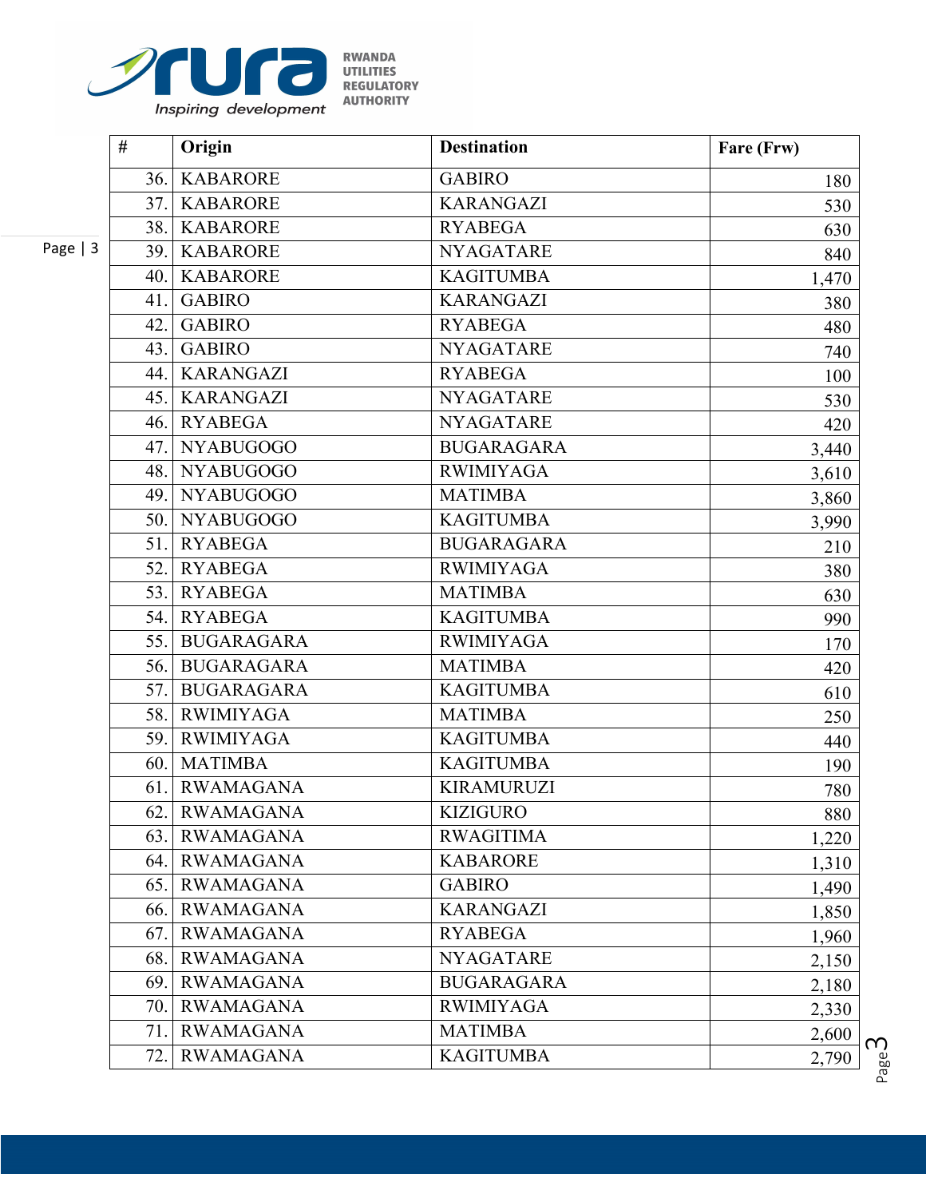| # | Origin | Destination | Fare (Frw) |
|---|---|---|---|
| 36. | KABARORE | GABIRO | 180 |
| 37. | KABARORE | KARANGAZI | 530 |
| 38. | KABARORE | RYABEGA | 630 |
| 39. | KABARORE | NYAGATARE | 840 |
| 40. | KABARORE | KAGITUMBA | 1,470 |
| 41. | GABIRO | KARANGAZI | 380 |
| 42. | GABIRO | RYABEGA | 480 |
| 43. | GABIRO | NYAGATARE | 740 |
| 44. | KARANGAZI | RYABEGA | 100 |
| 45. | KARANGAZI | NYAGATARE | 530 |
| 46. | RYABEGA | NYAGATARE | 420 |
| 47. | NYABUGOGO | BUGARAGARA | 3,440 |
| 48. | NYABUGOGO | RWIMIYAGA | 3,610 |
| 49. | NYABUGOGO | MATIMBA | 3,860 |
| 50. | NYABUGOGO | KAGITUMBA | 3,990 |
| 51. | RYABEGA | BUGARAGARA | 210 |
| 52. | RYABEGA | RWIMIYAGA | 380 |
| 53. | RYABEGA | MATIMBA | 630 |
| 54. | RYABEGA | KAGITUMBA | 990 |
| 55. | BUGARAGARA | RWIMIYAGA | 170 |
| 56. | BUGARAGARA | MATIMBA | 420 |
| 57. | BUGARAGARA | KAGITUMBA | 610 |
| 58. | RWIMIYAGA | MATIMBA | 250 |
| 59. | RWIMIYAGA | KAGITUMBA | 440 |
| 60. | MATIMBA | KAGITUMBA | 190 |
| 61. | RWAMAGANA | KIRAMURUZI | 780 |
| 62. | RWAMAGANA | KIZIGURO | 880 |
| 63. | RWAMAGANA | RWAGITIMA | 1,220 |
| 64. | RWAMAGANA | KABARORE | 1,310 |
| 65. | RWAMAGANA | GABIRO | 1,490 |
| 66. | RWAMAGANA | KARANGAZI | 1,850 |
| 67. | RWAMAGANA | RYABEGA | 1,960 |
| 68. | RWAMAGANA | NYAGATARE | 2,150 |
| 69. | RWAMAGANA | BUGARAGARA | 2,180 |
| 70. | RWAMAGANA | RWIMIYAGA | 2,330 |
| 71. | RWAMAGANA | MATIMBA | 2,600 |
| 72. | RWAMAGANA | KAGITUMBA | 2,790 |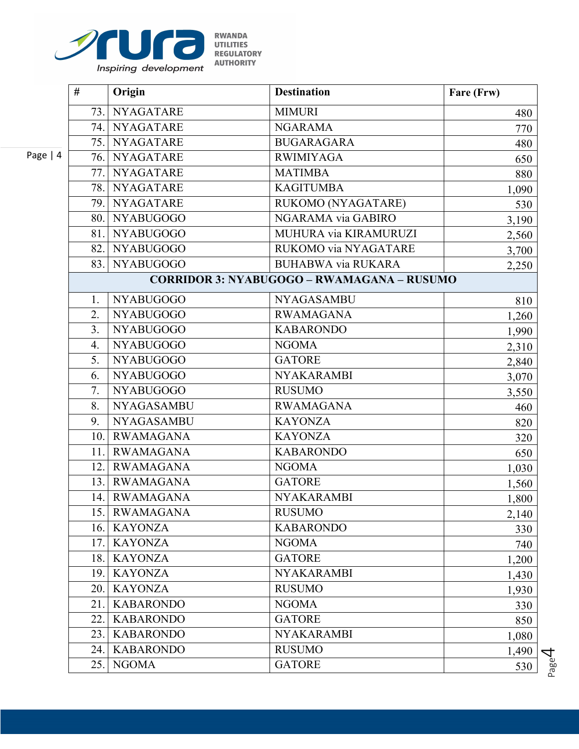| # | Origin | Destination | Fare (Frw) |
|---|---|---|---|
| 73. | NYAGATARE | MIMURI | 480 |
| 74. | NYAGATARE | NGARAMA | 770 |
| 75. | NYAGATARE | BUGARAGARA | 480 |
| 76. | NYAGATARE | RWIMIYAGA | 650 |
| 77. | NYAGATARE | MATIMBA | 880 |
| 78. | NYAGATARE | KAGITUMBA | 1,090 |
| 79. | NYAGATARE | RUKOMO (NYAGATARE) | 530 |
| 80. | NYABUGOGO | NGARAMA via GABIRO | 3,190 |
| 81. | NYABUGOGO | MUHURA via KIRAMURUZI | 2,560 |
| 82. | NYABUGOGO | RUKOMO via NYAGATARE | 3,700 |
| 83. | NYABUGOGO | BUHABWA via RUKARA | 2,250 |
| **CORRIDOR 3: NYABUGOGO – RWAMAGANA – RUSUMO** | | | |
| 1. | NYABUGOGO | NYAGASAMBU | 810 |
| 2. | NYABUGOGO | RWAMAGANA | 1,260 |
| 3. | NYABUGOGO | KABARONDO | 1,990 |
| 4. | NYABUGOGO | NGOMA | 2,310 |
| 5. | NYABUGOGO | GATORE | 2,840 |
| 6. | NYABUGOGO | NYAKARAMBI | 3,070 |
| 7. | NYABUGOGO | RUSUMO | 3,550 |
| 8. | NYAGASAMBU | RWAMAGANA | 460 |
| 9. | NYAGASAMBU | KAYONZA | 820 |
| 10. | RWAMAGANA | KAYONZA | 320 |
| 11. | RWAMAGANA | KABARONDO | 650 |
| 12. | RWAMAGANA | NGOMA | 1,030 |
| 13. | RWAMAGANA | GATORE | 1,560 |
| 14. | RWAMAGANA | NYAKARAMBI | 1,800 |
| 15. | RWAMAGANA | RUSUMO | 2,140 |
| 16. | KAYONZA | KABARONDO | 330 |
| 17. | KAYONZA | NGOMA | 740 |
| 18. | KAYONZA | GATORE | 1,200 |
| 19. | KAYONZA | NYAKARAMBI | 1,430 |
| 20. | KAYONZA | RUSUMO | 1,930 |
| 21. | KABARONDO | NGOMA | 330 |
| 22. | KABARONDO | GATORE | 850 |
| 23. | KABARONDO | NYAKARAMBI | 1,080 |
| 24. | KABARONDO | RUSUMO | 1,490 |
| 25. | NGOMA | GATORE | 530 |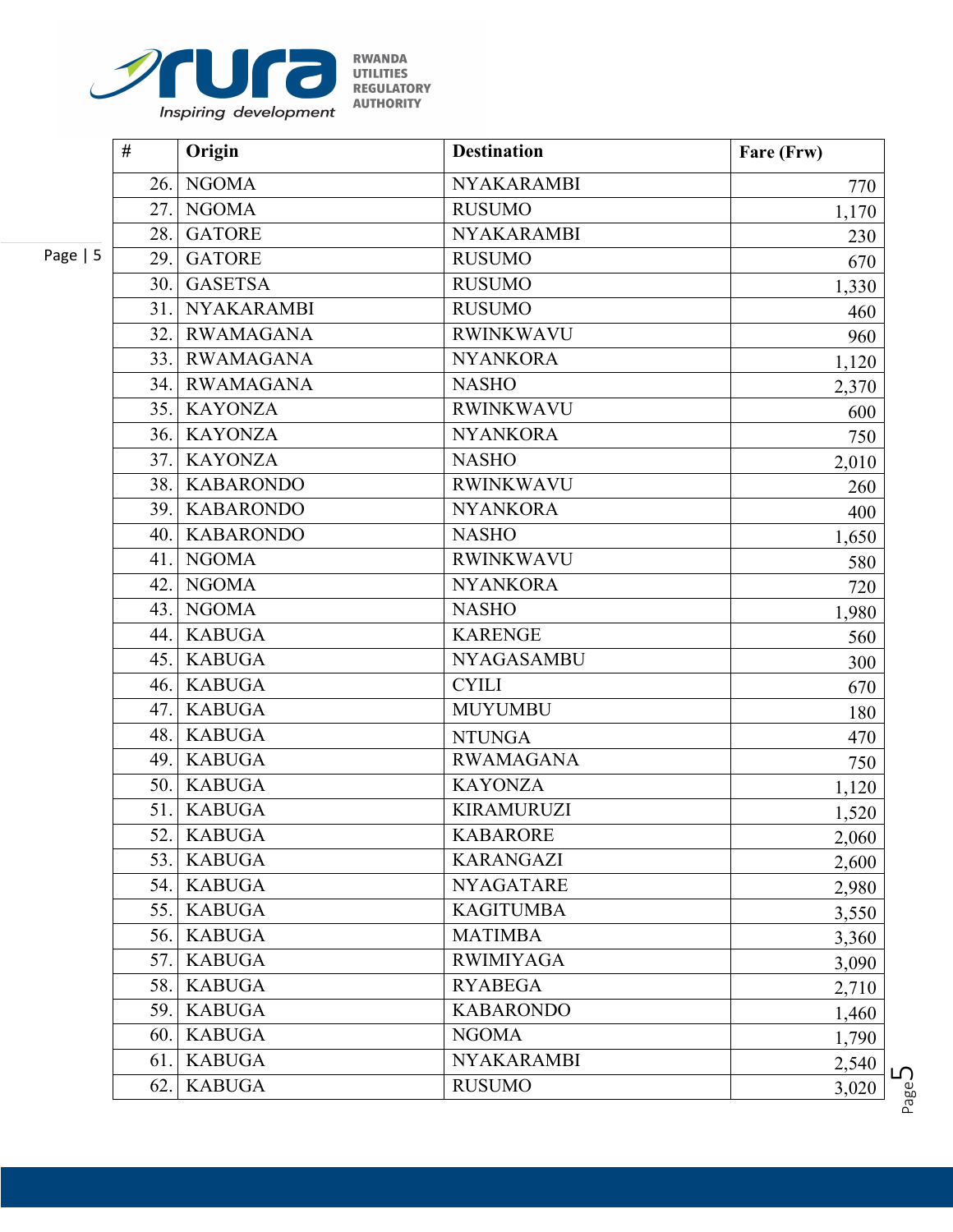| # | Origin | Destination | Fare (Frw) |
|---|---|---|---|
| 26. | NGOMA | NYAKARAMBI | 770 |
| 27. | NGOMA | RUSUMO | 1,170 |
| 28. | GATORE | NYAKARAMBI | 230 |
| 29. | GATORE | RUSUMO | 670 |
| 30. | GASETSA | RUSUMO | 1,330 |
| 31. | NYAKARAMBI | RUSUMO | 460 |
| 32. | RWAMAGANA | RWINKWAVU | 960 |
| 33. | RWAMAGANA | NYANKORA | 1,120 |
| 34. | RWAMAGANA | NASHO | 2,370 |
| 35. | KAYONZA | RWINKWAVU | 600 |
| 36. | KAYONZA | NYANKORA | 750 |
| 37. | KAYONZA | NASHO | 2,010 |
| 38. | KABARONDO | RWINKWAVU | 260 |
| 39. | KABARONDO | NYANKORA | 400 |
| 40. | KABARONDO | NASHO | 1,650 |
| 41. | NGOMA | RWINKWAVU | 580 |
| 42. | NGOMA | NYANKORA | 720 |
| 43. | NGOMA | NASHO | 1,980 |
| 44. | KABUGA | KARENGE | 560 |
| 45. | KABUGA | NYAGASAMBU | 300 |
| 46. | KABUGA | CYILI | 670 |
| 47. | KABUGA | MUYUMBU | 180 |
| 48. | KABUGA | NTUNGA | 470 |
| 49. | KABUGA | RWAMAGANA | 750 |
| 50. | KABUGA | KAYONZA | 1,120 |
| 51. | KABUGA | KIRAMURUZI | 1,520 |
| 52. | KABUGA | KABARORE | 2,060 |
| 53. | KABUGA | KARANGAZI | 2,600 |
| 54. | KABUGA | NYAGATARE | 2,980 |
| 55. | KABUGA | KAGITUMBA | 3,550 |
| 56. | KABUGA | MATIMBA | 3,360 |
| 57. | KABUGA | RWIMIYAGA | 3,090 |
| 58. | KABUGA | RYABEGA | 2,710 |
| 59. | KABUGA | KABARONDO | 1,460 |
| 60. | KABUGA | NGOMA | 1,790 |
| 61. | KABUGA | NYAKARAMBI | 2,540 |
| 62. | KABUGA | RUSUMO | 3,020 |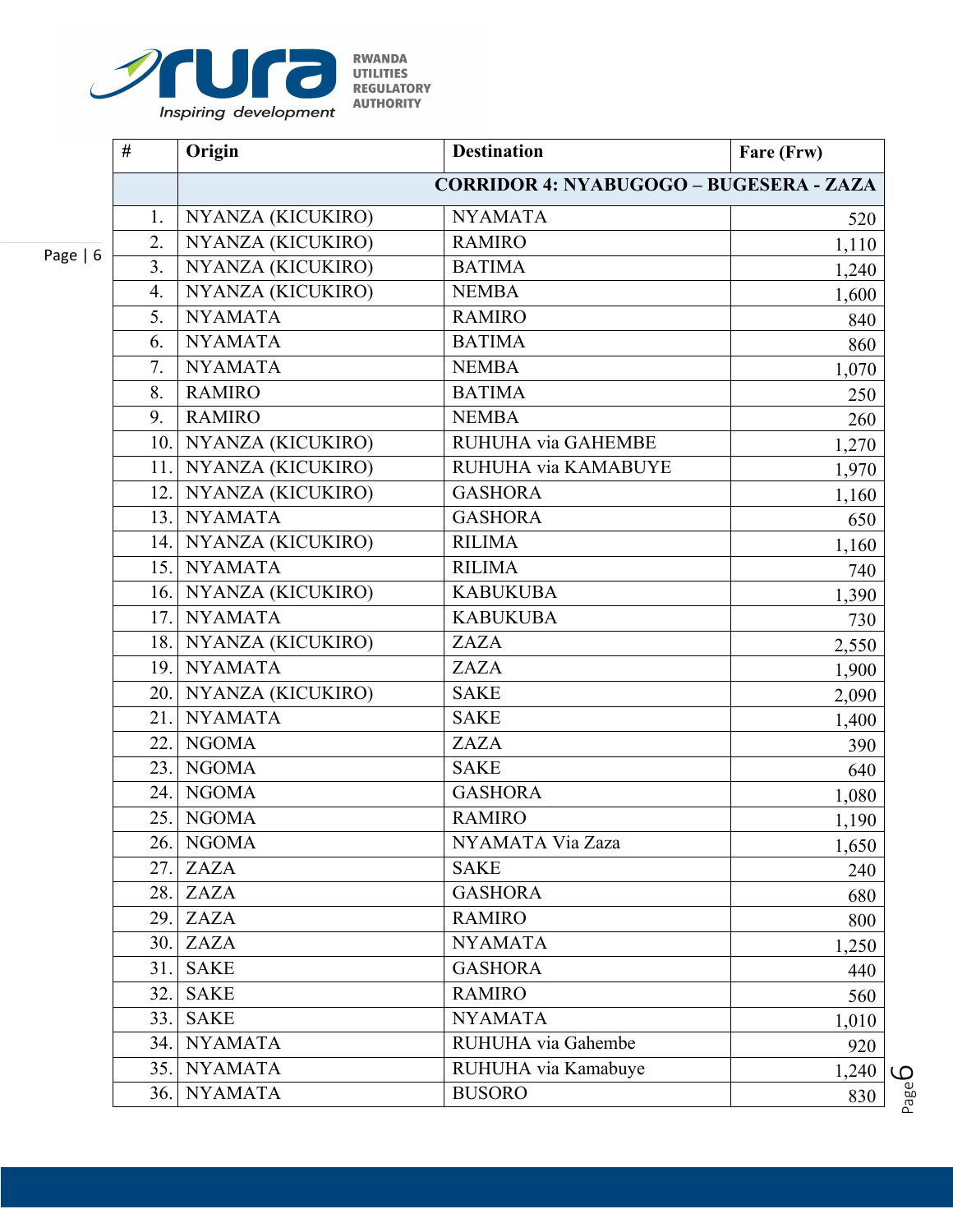| # | Origin | Destination | Fare (Frw) |
|---|---|---|---|
| | CORRIDOR 4: NYABUGOGO – BUGESERA - ZAZA | | |
| 1. | NYANZA (KICUKIRO) | NYAMATA | 520 |
| 2. | NYANZA (KICUKIRO) | RAMIRO | 1,110 |
| 3. | NYANZA (KICUKIRO) | BATIMA | 1,240 |
| 4. | NYANZA (KICUKIRO) | NEMBA | 1,600 |
| 5. | NYAMATA | RAMIRO | 840 |
| 6. | NYAMATA | BATIMA | 860 |
| 7. | NYAMATA | NEMBA | 1,070 |
| 8. | RAMIRO | BATIMA | 250 |
| 9. | RAMIRO | NEMBA | 260 |
| 10. | NYANZA (KICUKIRO) | RUHUHA via GAHEMBE | 1,270 |
| 11. | NYANZA (KICUKIRO) | RUHUHA via KAMABUYE | 1,970 |
| 12. | NYANZA (KICUKIRO) | GASHORA | 1,160 |
| 13. | NYAMATA | GASHORA | 650 |
| 14. | NYANZA (KICUKIRO) | RILIMA | 1,160 |
| 15. | NYAMATA | RILIMA | 740 |
| 16. | NYANZA (KICUKIRO) | KABUKUBA | 1,390 |
| 17. | NYAMATA | KABUKUBA | 730 |
| 18. | NYANZA (KICUKIRO) | ZAZA | 2,550 |
| 19. | NYAMATA | ZAZA | 1,900 |
| 20. | NYANZA (KICUKIRO) | SAKE | 2,090 |
| 21. | NYAMATA | SAKE | 1,400 |
| 22. | NGOMA | ZAZA | 390 |
| 23. | NGOMA | SAKE | 640 |
| 24. | NGOMA | GASHORA | 1,080 |
| 25. | NGOMA | RAMIRO | 1,190 |
| 26. | NGOMA | NYAMATA Via Zaza | 1,650 |
| 27. | ZAZA | SAKE | 240 |
| 28. | ZAZA | GASHORA | 680 |
| 29. | ZAZA | RAMIRO | 800 |
| 30. | ZAZA | NYAMATA | 1,250 |
| 31. | SAKE | GASHORA | 440 |
| 32. | SAKE | RAMIRO | 560 |
| 33. | SAKE | NYAMATA | 1,010 |
| 34. | NYAMATA | RUHUHA via Gahembe | 920 |
| 35. | NYAMATA | RUHUHA via Kamabuye | 1,240 |
| 36. | NYAMATA | BUSORO | 830 |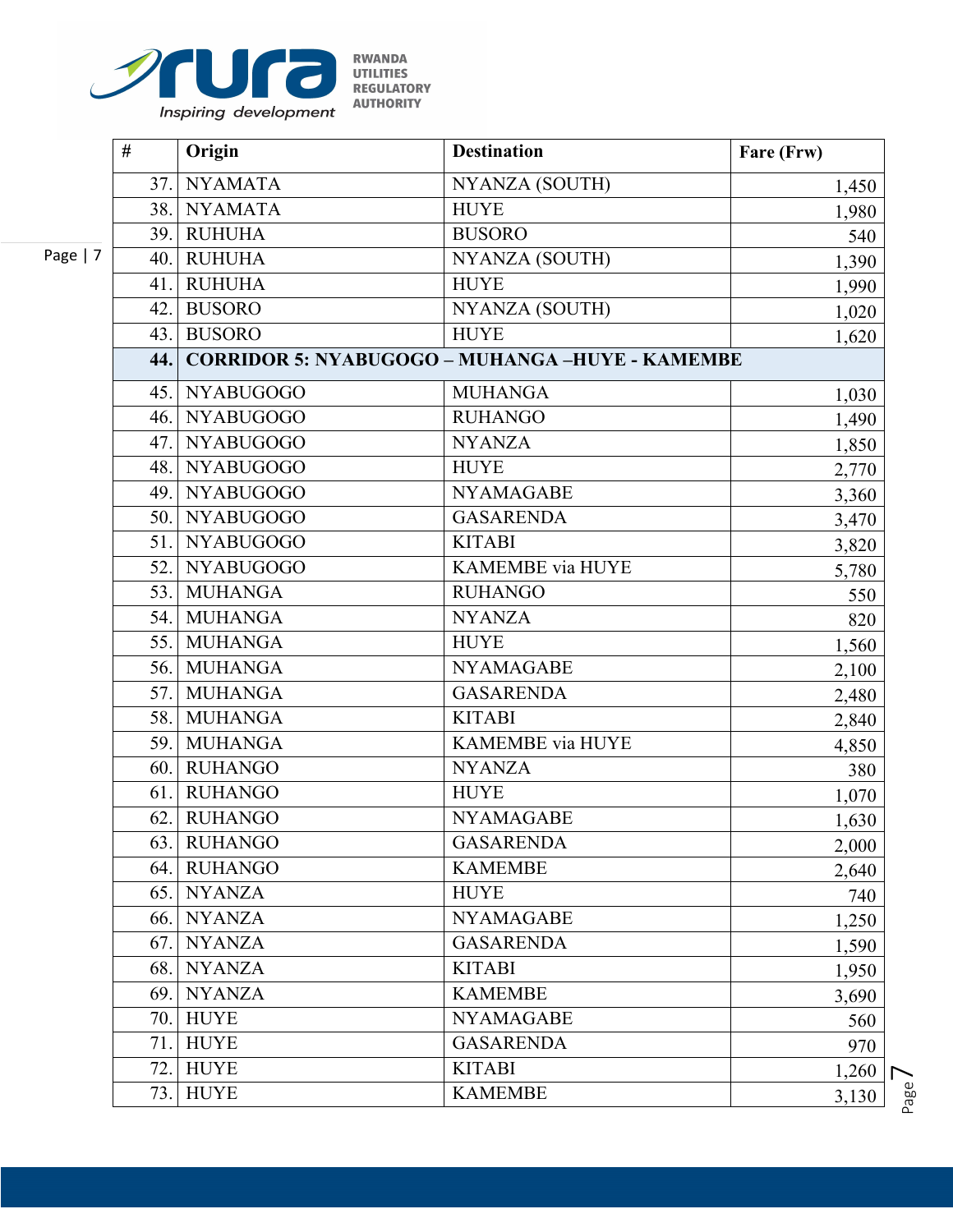| # | Origin | Destination | Fare (Frw) |
|---|---|---|---|
| 37. | NYAMATA | NYANZA (SOUTH) | 1,450 |
| 38. | NYAMATA | HUYE | 1,980 |
| 39. | RUHUHA | BUSORO | 540 |
| 40. | RUHUHA | NYANZA (SOUTH) | 1,390 |
| 41. | RUHUHA | HUYE | 1,990 |
| 42. | BUSORO | NYANZA (SOUTH) | 1,020 |
| 43. | BUSORO | HUYE | 1,620 |
| 44. | **CORRIDOR 5: NYABUGOGO – MUHANGA –HUYE - KAMEMBE** | | |
| 45. | NYABUGOGO | MUHANGA | 1,030 |
| 46. | NYABUGOGO | RUHANGO | 1,490 |
| 47. | NYABUGOGO | NYANZA | 1,850 |
| 48. | NYABUGOGO | HUYE | 2,770 |
| 49. | NYABUGOGO | NYAMAGABE | 3,360 |
| 50. | NYABUGOGO | GASARENDA | 3,470 |
| 51. | NYABUGOGO | KITABI | 3,820 |
| 52. | NYABUGOGO | KAMEMBE via HUYE | 5,780 |
| 53. | MUHANGA | RUHANGO | 550 |
| 54. | MUHANGA | NYANZA | 820 |
| 55. | MUHANGA | HUYE | 1,560 |
| 56. | MUHANGA | NYAMAGABE | 2,100 |
| 57. | MUHANGA | GASARENDA | 2,480 |
| 58. | MUHANGA | KITABI | 2,840 |
| 59. | MUHANGA | KAMEMBE via HUYE | 4,850 |
| 60. | RUHANGO | NYANZA | 380 |
| 61. | RUHANGO | HUYE | 1,070 |
| 62. | RUHANGO | NYAMAGABE | 1,630 |
| 63. | RUHANGO | GASARENDA | 2,000 |
| 64. | RUHANGO | KAMEMBE | 2,640 |
| 65. | NYANZA | HUYE | 740 |
| 66. | NYANZA | NYAMAGABE | 1,250 |
| 67. | NYANZA | GASARENDA | 1,590 |
| 68. | NYANZA | KITABI | 1,950 |
| 69. | NYANZA | KAMEMBE | 3,690 |
| 70. | HUYE | NYAMAGABE | 560 |
| 71. | HUYE | GASARENDA | 970 |
| 72. | HUYE | KITABI | 1,260 |
| 73. | HUYE | KAMEMBE | 3,130 |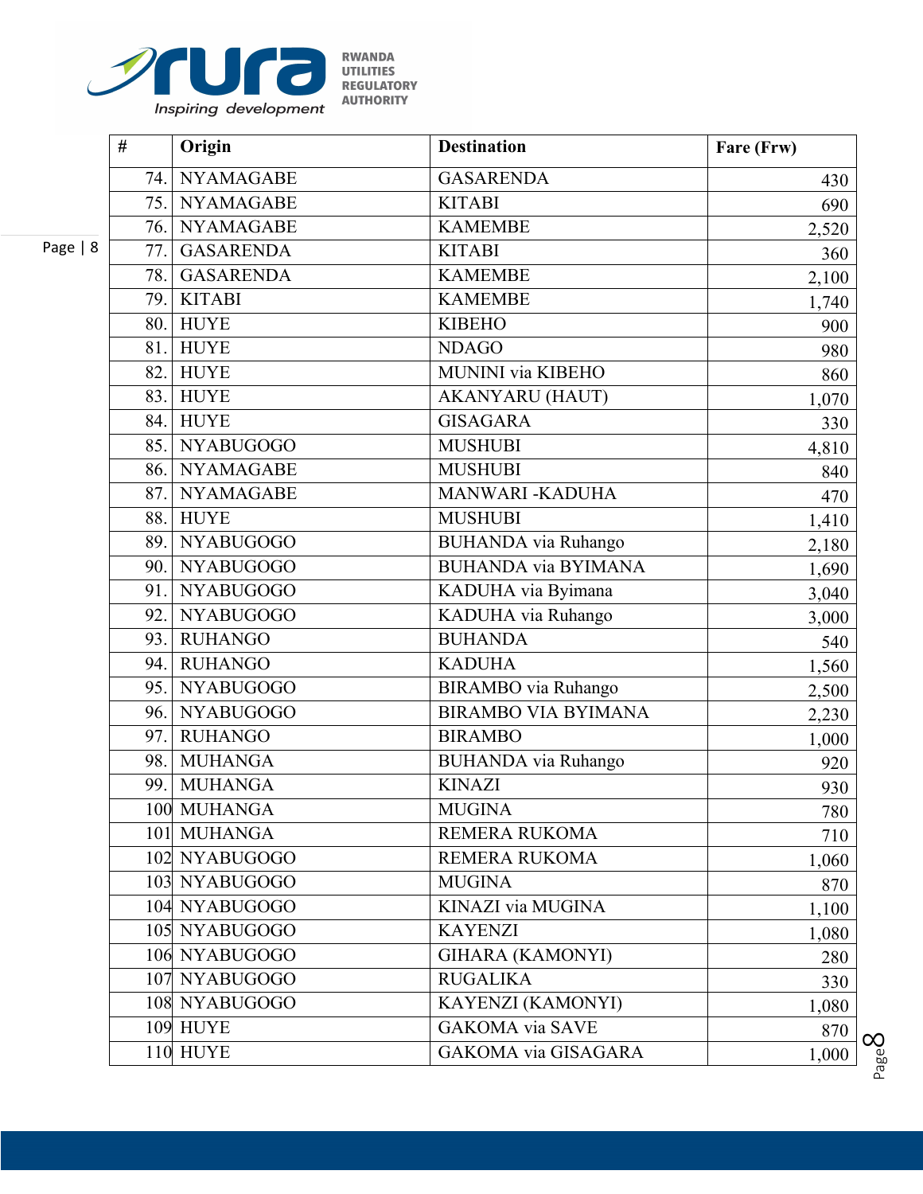| # | Origin | Destination | Fare (Frw) |
|---|---|---|---|
| 74. | NYAMAGABE | GASARENDA | 430 |
| 75. | NYAMAGABE | KITABI | 690 |
| 76. | NYAMAGABE | KAMEMBE | 2,520 |
| 77. | GASARENDA | KITABI | 360 |
| 78. | GASARENDA | KAMEMBE | 2,100 |
| 79. | KITABI | KAMEMBE | 1,740 |
| 80. | HUYE | KIBEHO | 900 |
| 81. | HUYE | NDAGO | 980 |
| 82. | HUYE | MUNINI via KIBEHO | 860 |
| 83. | HUYE | AKANYARU (HAUT) | 1,070 |
| 84. | HUYE | GISAGARA | 330 |
| 85. | NYABUGOGO | MUSHUBI | 4,810 |
| 86. | NYAMAGABE | MUSHUBI | 840 |
| 87. | NYAMAGABE | MANWARI -KADUHA | 470 |
| 88. | HUYE | MUSHUBI | 1,410 |
| 89. | NYABUGOGO | BUHANDA via Ruhango | 2,180 |
| 90. | NYABUGOGO | BUHANDA via BYIMANA | 1,690 |
| 91. | NYABUGOGO | KADUHA via Byimana | 3,040 |
| 92. | NYABUGOGO | KADUHA via Ruhango | 3,000 |
| 93. | RUHANGO | BUHANDA | 540 |
| 94. | RUHANGO | KADUHA | 1,560 |
| 95. | NYABUGOGO | BIRAMBO via Ruhango | 2,500 |
| 96. | NYABUGOGO | BIRAMBO VIA BYIMANA | 2,230 |
| 97. | RUHANGO | BIRAMBO | 1,000 |
| 98. | MUHANGA | BUHANDA via Ruhango | 920 |
| 99. | MUHANGA | KINAZI | 930 |
| 100 | MUHANGA | MUGINA | 780 |
| 101 | MUHANGA | REMERA RUKOMA | 710 |
| 102 | NYABUGOGO | REMERA RUKOMA | 1,060 |
| 103 | NYABUGOGO | MUGINA | 870 |
| 104 | NYABUGOGO | KINAZI via MUGINA | 1,100 |
| 105 | NYABUGOGO | KAYENZI | 1,080 |
| 106 | NYABUGOGO | GIHARA (KAMONYI) | 280 |
| 107 | NYABUGOGO | RUGALIKA | 330 |
| 108 | NYABUGOGO | KAYENZI (KAMONYI) | 1,080 |
| 109 | HUYE | GAKOMA via SAVE | 870 |
| 110 | HUYE | GAKOMA via GISAGARA | 1,000 |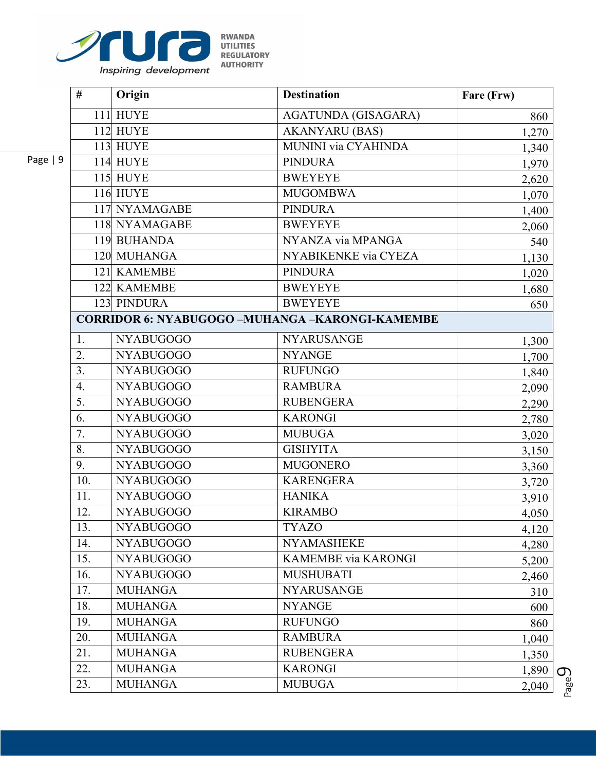| # | Origin | Destination | Fare (Frw) |
|---|---|---|---|
| 111 | HUYE | AGATUNDA (GISAGARA) | 860 |
| 112 | HUYE | AKANYARU (BAS) | 1,270 |
| 113 | HUYE | MUNINI via CYAHINDA | 1,340 |
| 114 | HUYE | PINDURA | 1,970 |
| 115 | HUYE | BWEYEYE | 2,620 |
| 116 | HUYE | MUGOMBWA | 1,070 |
| 117 | NYAMAGABE | PINDURA | 1,400 |
| 118 | NYAMAGABE | BWEYEYE | 2,060 |
| 119 | BUHANDA | NYANZA via MPANGA | 540 |
| 120 | MUHANGA | NYABIKENKE via CYEZA | 1,130 |
| 121 | KAMEMBE | PINDURA | 1,020 |
| 122 | KAMEMBE | BWEYEYE | 1,680 |
| 123 | PINDURA | BWEYEYE | 650 |
| **CORRIDOR 6: NYABUGOGO –MUHANGA –KARONGI-KAMEMBE** | | | |
| 1. | NYABUGOGO | NYARUSANGE | 1,300 |
| 2. | NYABUGOGO | NYANGE | 1,700 |
| 3. | NYABUGOGO | RUFUNGO | 1,840 |
| 4. | NYABUGOGO | RAMBURA | 2,090 |
| 5. | NYABUGOGO | RUBENGERA | 2,290 |
| 6. | NYABUGOGO | KARONGI | 2,780 |
| 7. | NYABUGOGO | MUBUGA | 3,020 |
| 8. | NYABUGOGO | GISHYITA | 3,150 |
| 9. | NYABUGOGO | MUGONERO | 3,360 |
| 10. | NYABUGOGO | KARENGERA | 3,720 |
| 11. | NYABUGOGO | HANIKA | 3,910 |
| 12. | NYABUGOGO | KIRAMBO | 4,050 |
| 13. | NYABUGOGO | TYAZO | 4,120 |
| 14. | NYABUGOGO | NYAMASHEKE | 4,280 |
| 15. | NYABUGOGO | KAMEMBE via KARONGI | 5,200 |
| 16. | NYABUGOGO | MUSHUBATI | 2,460 |
| 17. | MUHANGA | NYARUSANGE | 310 |
| 18. | MUHANGA | NYANGE | 600 |
| 19. | MUHANGA | RUFUNGO | 860 |
| 20. | MUHANGA | RAMBURA | 1,040 |
| 21. | MUHANGA | RUBENGERA | 1,350 |
| 22. | MUHANGA | KARONGI | 1,890 |
| 23. | MUHANGA | MUBUGA | 2,040 |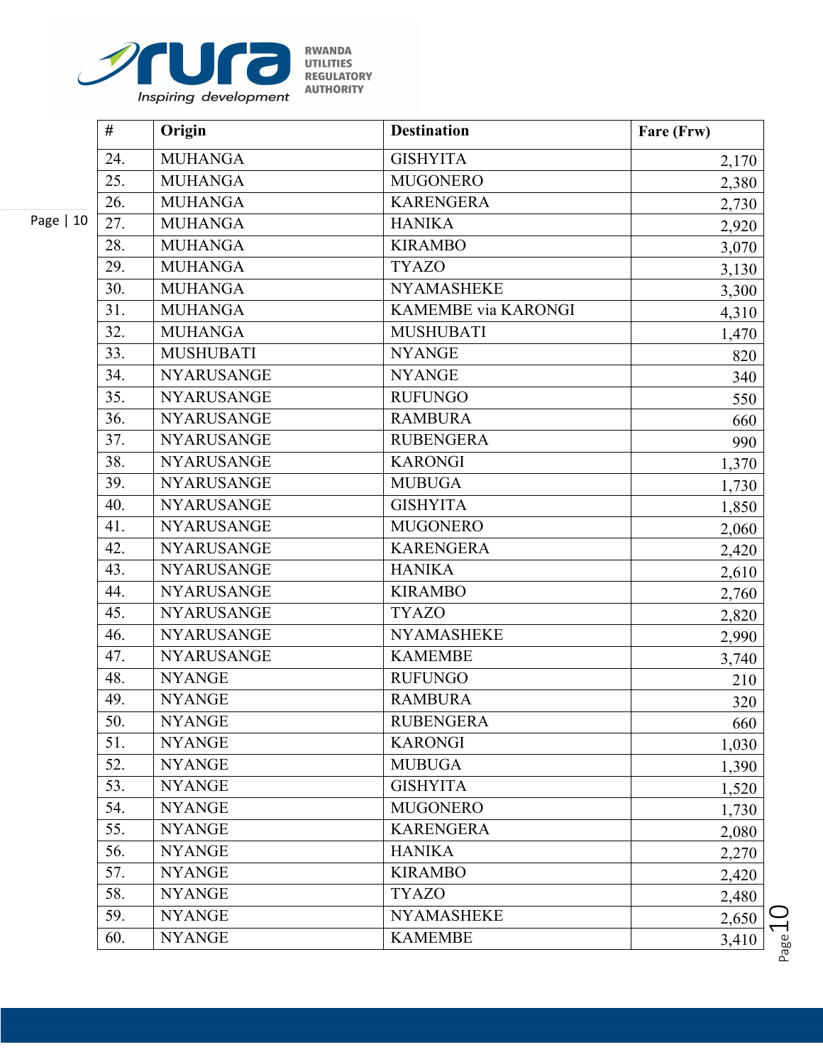| # | Origin | Destination | Fare (Frw) |
|---|---|---|---|
| 24. | MUHANGA | GISHYITA | 2,170 |
| 25. | MUHANGA | MUGONERO | 2,380 |
| 26. | MUHANGA | KARENGERA | 2,730 |
| 27. | MUHANGA | HANIKA | 2,920 |
| 28. | MUHANGA | KIRAMBO | 3,070 |
| 29. | MUHANGA | TYAZO | 3,130 |
| 30. | MUHANGA | NYAMASHEKE | 3,300 |
| 31. | MUHANGA | KAMEMBE via KARONGI | 4,310 |
| 32. | MUHANGA | MUSHUBATI | 1,470 |
| 33. | MUSHUBATI | NYANGE | 820 |
| 34. | NYARUSANGE | NYANGE | 340 |
| 35. | NYARUSANGE | RUFUNGO | 550 |
| 36. | NYARUSANGE | RAMBURA | 660 |
| 37. | NYARUSANGE | RUBENGERA | 990 |
| 38. | NYARUSANGE | KARONGI | 1,370 |
| 39. | NYARUSANGE | MUBUGA | 1,730 |
| 40. | NYARUSANGE | GISHYITA | 1,850 |
| 41. | NYARUSANGE | MUGONERO | 2,060 |
| 42. | NYARUSANGE | KARENGERA | 2,420 |
| 43. | NYARUSANGE | HANIKA | 2,610 |
| 44. | NYARUSANGE | KIRAMBO | 2,760 |
| 45. | NYARUSANGE | TYAZO | 2,820 |
| 46. | NYARUSANGE | NYAMASHEKE | 2,990 |
| 47. | NYARUSANGE | KAMEMBE | 3,740 |
| 48. | NYANGE | RUFUNGO | 210 |
| 49. | NYANGE | RAMBURA | 320 |
| 50. | NYANGE | RUBENGERA | 660 |
| 51. | NYANGE | KARONGI | 1,030 |
| 52. | NYANGE | MUBUGA | 1,390 |
| 53. | NYANGE | GISHYITA | 1,520 |
| 54. | NYANGE | MUGONERO | 1,730 |
| 55. | NYANGE | KARENGERA | 2,080 |
| 56. | NYANGE | HANIKA | 2,270 |
| 57. | NYANGE | KIRAMBO | 2,420 |
| 58. | NYANGE | TYAZO | 2,480 |
| 59. | NYANGE | NYAMASHEKE | 2,650 |
| 60. | NYANGE | KAMEMBE | 3,410 |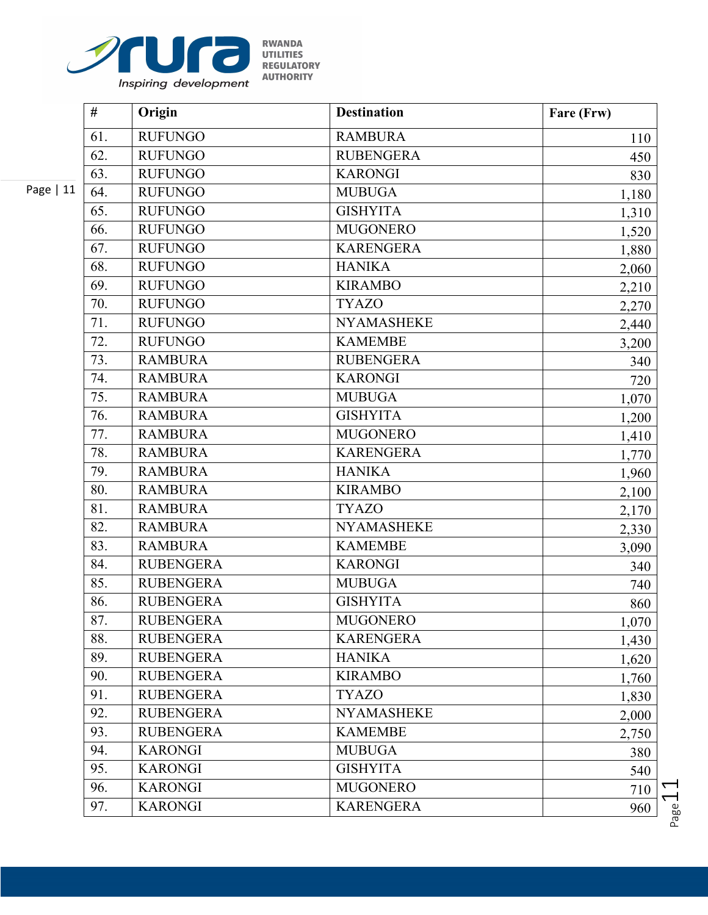| # | Origin | Destination | Fare (Frw) |
|---|---|---|---|
| 61. | RUFUNGO | RAMBURA | 110 |
| 62. | RUFUNGO | RUBENGERA | 450 |
| 63. | RUFUNGO | KARONGI | 830 |
| 64. | RUFUNGO | MUBUGA | 1,180 |
| 65. | RUFUNGO | GISHYITA | 1,310 |
| 66. | RUFUNGO | MUGONERO | 1,520 |
| 67. | RUFUNGO | KARENGERA | 1,880 |
| 68. | RUFUNGO | HANIKA | 2,060 |
| 69. | RUFUNGO | KIRAMBO | 2,210 |
| 70. | RUFUNGO | TYAZO | 2,270 |
| 71. | RUFUNGO | NYAMASHEKE | 2,440 |
| 72. | RUFUNGO | KAMEMBE | 3,200 |
| 73. | RAMBURA | RUBENGERA | 340 |
| 74. | RAMBURA | KARONGI | 720 |
| 75. | RAMBURA | MUBUGA | 1,070 |
| 76. | RAMBURA | GISHYITA | 1,200 |
| 77. | RAMBURA | MUGONERO | 1,410 |
| 78. | RAMBURA | KARENGERA | 1,770 |
| 79. | RAMBURA | HANIKA | 1,960 |
| 80. | RAMBURA | KIRAMBO | 2,100 |
| 81. | RAMBURA | TYAZO | 2,170 |
| 82. | RAMBURA | NYAMASHEKE | 2,330 |
| 83. | RAMBURA | KAMEMBE | 3,090 |
| 84. | RUBENGERA | KARONGI | 340 |
| 85. | RUBENGERA | MUBUGA | 740 |
| 86. | RUBENGERA | GISHYITA | 860 |
| 87. | RUBENGERA | MUGONERO | 1,070 |
| 88. | RUBENGERA | KARENGERA | 1,430 |
| 89. | RUBENGERA | HANIKA | 1,620 |
| 90. | RUBENGERA | KIRAMBO | 1,760 |
| 91. | RUBENGERA | TYAZO | 1,830 |
| 92. | RUBENGERA | NYAMASHEKE | 2,000 |
| 93. | RUBENGERA | KAMEMBE | 2,750 |
| 94. | KARONGI | MUBUGA | 380 |
| 95. | KARONGI | GISHYITA | 540 |
| 96. | KARONGI | MUGONERO | 710 |
| 97. | KARONGI | KARENGERA | 960 |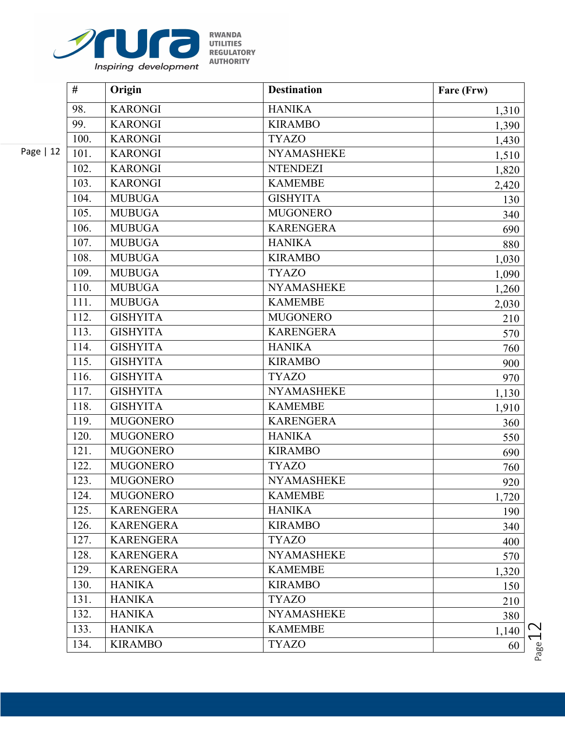| # | Origin | Destination | Fare (Frw) |
|---|---|---|---|
| 98. | KARONGI | HANIKA | 1,310 |
| 99. | KARONGI | KIRAMBO | 1,390 |
| 100. | KARONGI | TYAZO | 1,430 |
| 101. | KARONGI | NYAMASHEKE | 1,510 |
| 102. | KARONGI | NTENDEZI | 1,820 |
| 103. | KARONGI | KAMEMBE | 2,420 |
| 104. | MUBUGA | GISHYITA | 130 |
| 105. | MUBUGA | MUGONERO | 340 |
| 106. | MUBUGA | KARENGERA | 690 |
| 107. | MUBUGA | HANIKA | 880 |
| 108. | MUBUGA | KIRAMBO | 1,030 |
| 109. | MUBUGA | TYAZO | 1,090 |
| 110. | MUBUGA | NYAMASHEKE | 1,260 |
| 111. | MUBUGA | KAMEMBE | 2,030 |
| 112. | GISHYITA | MUGONERO | 210 |
| 113. | GISHYITA | KARENGERA | 570 |
| 114. | GISHYITA | HANIKA | 760 |
| 115. | GISHYITA | KIRAMBO | 900 |
| 116. | GISHYITA | TYAZO | 970 |
| 117. | GISHYITA | NYAMASHEKE | 1,130 |
| 118. | GISHYITA | KAMEMBE | 1,910 |
| 119. | MUGONERO | KARENGERA | 360 |
| 120. | MUGONERO | HANIKA | 550 |
| 121. | MUGONERO | KIRAMBO | 690 |
| 122. | MUGONERO | TYAZO | 760 |
| 123. | MUGONERO | NYAMASHEKE | 920 |
| 124. | MUGONERO | KAMEMBE | 1,720 |
| 125. | KARENGERA | HANIKA | 190 |
| 126. | KARENGERA | KIRAMBO | 340 |
| 127. | KARENGERA | TYAZO | 400 |
| 128. | KARENGERA | NYAMASHEKE | 570 |
| 129. | KARENGERA | KAMEMBE | 1,320 |
| 130. | HANIKA | KIRAMBO | 150 |
| 131. | HANIKA | TYAZO | 210 |
| 132. | HANIKA | NYAMASHEKE | 380 |
| 133. | HANIKA | KAMEMBE | 1,140 |
| 134. | KIRAMBO | TYAZO | 60 |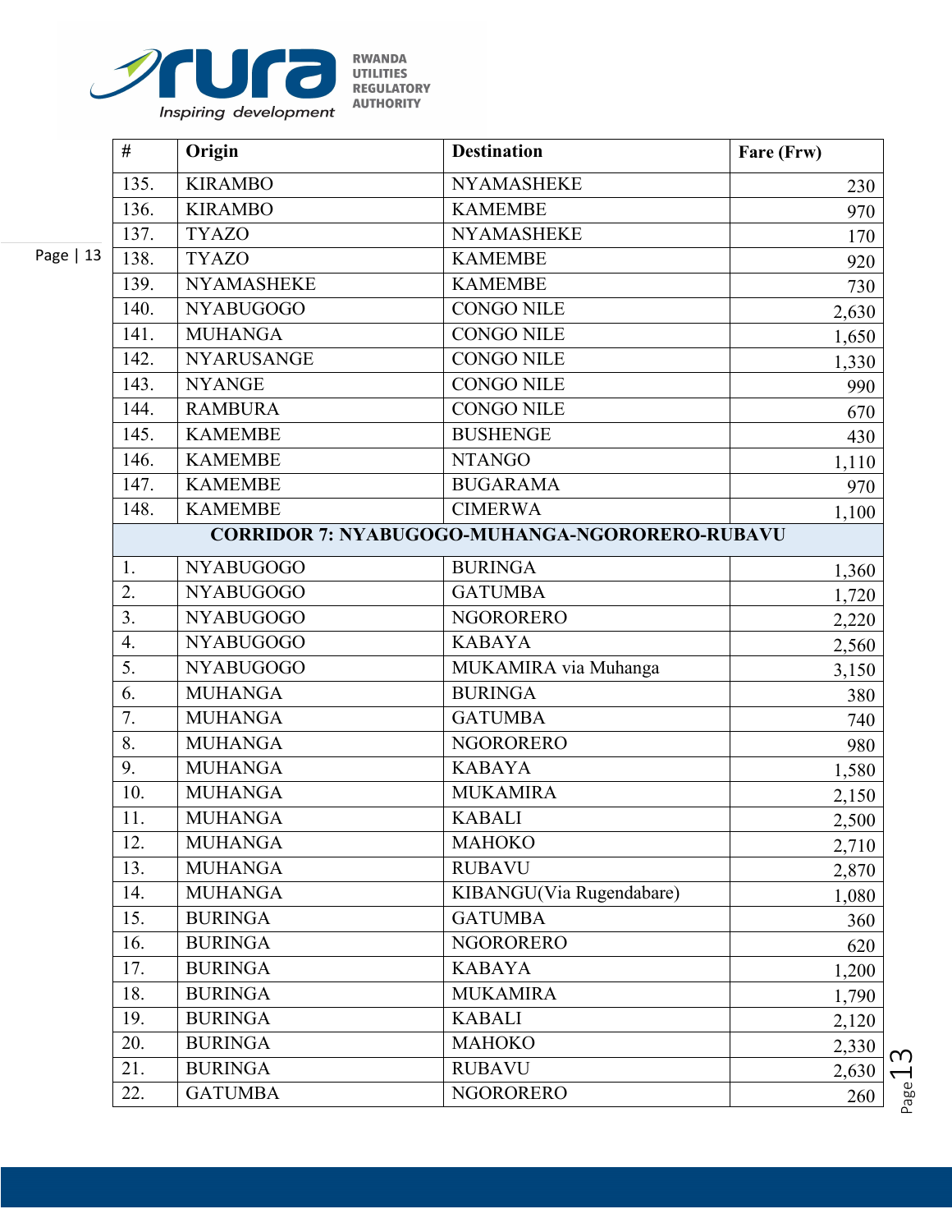| # | Origin | Destination | Fare (Frw) |
|---|---|---|---|
| 135. | KIRAMBO | NYAMASHEKE | 230 |
| 136. | KIRAMBO | KAMEMBE | 970 |
| 137. | TYAZO | NYAMASHEKE | 170 |
| 138. | TYAZO | KAMEMBE | 920 |
| 139. | NYAMASHEKE | KAMEMBE | 730 |
| 140. | NYABUGOGO | CONGO NILE | 2,630 |
| 141. | MUHANGA | CONGO NILE | 1,650 |
| 142. | NYARUSANGE | CONGO NILE | 1,330 |
| 143. | NYANGE | CONGO NILE | 990 |
| 144. | RAMBURA | CONGO NILE | 670 |
| 145. | KAMEMBE | BUSHENGE | 430 |
| 146. | KAMEMBE | NTANGO | 1,110 |
| 147. | KAMEMBE | BUGARAMA | 970 |
| 148. | KAMEMBE | CIMERWA | 1,100 |
| **CORRIDOR 7: NYABUGOGO-MUHANGA-NGORORERO-RUBAVU** | | | |
| 1. | NYABUGOGO | BURINGA | 1,360 |
| 2. | NYABUGOGO | GATUMBA | 1,720 |
| 3. | NYABUGOGO | NGORORERO | 2,220 |
| 4. | NYABUGOGO | KABAYA | 2,560 |
| 5. | NYABUGOGO | MUKAMIRA via Muhanga | 3,150 |
| 6. | MUHANGA | BURINGA | 380 |
| 7. | MUHANGA | GATUMBA | 740 |
| 8. | MUHANGA | NGORORERO | 980 |
| 9. | MUHANGA | KABAYA | 1,580 |
| 10. | MUHANGA | MUKAMIRA | 2,150 |
| 11. | MUHANGA | KABALI | 2,500 |
| 12. | MUHANGA | MAHOKO | 2,710 |
| 13. | MUHANGA | RUBAVU | 2,870 |
| 14. | MUHANGA | KIBANGU(Via Rugendabare) | 1,080 |
| 15. | BURINGA | GATUMBA | 360 |
| 16. | BURINGA | NGORORERO | 620 |
| 17. | BURINGA | KABAYA | 1,200 |
| 18. | BURINGA | MUKAMIRA | 1,790 |
| 19. | BURINGA | KABALI | 2,120 |
| 20. | BURINGA | MAHOKO | 2,330 |
| 21. | BURINGA | RUBAVU | 2,630 |
| 22. | GATUMBA | NGORORERO | 260 |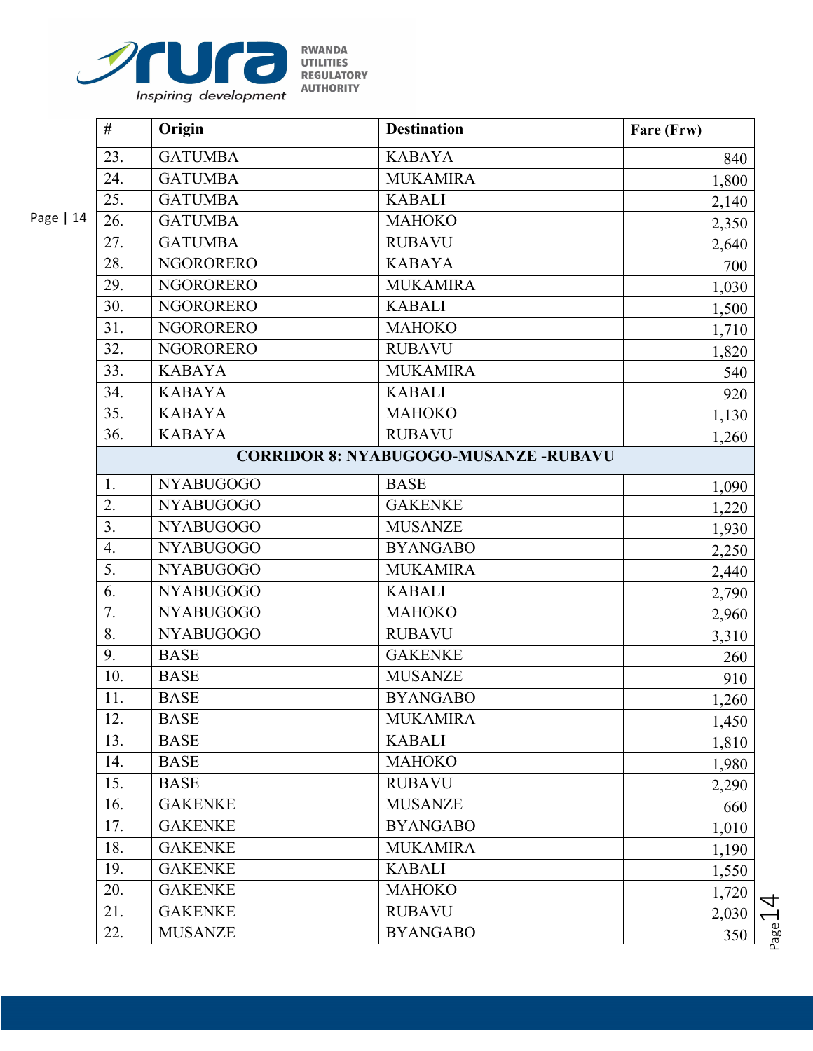| # | Origin | Destination | Fare (Frw) |
|---|---|---|---|
| 23. | GATUMBA | KABAYA | 840 |
| 24. | GATUMBA | MUKAMIRA | 1,800 |
| 25. | GATUMBA | KABALI | 2,140 |
| 26. | GATUMBA | MAHOKO | 2,350 |
| 27. | GATUMBA | RUBAVU | 2,640 |
| 28. | NGORORERO | KABAYA | 700 |
| 29. | NGORORERO | MUKAMIRA | 1,030 |
| 30. | NGORORERO | KABALI | 1,500 |
| 31. | NGORORERO | MAHOKO | 1,710 |
| 32. | NGORORERO | RUBAVU | 1,820 |
| 33. | KABAYA | MUKAMIRA | 540 |
| 34. | KABAYA | KABALI | 920 |
| 35. | KABAYA | MAHOKO | 1,130 |
| 36. | KABAYA | RUBAVU | 1,260 |
| **CORRIDOR 8: NYABUGOGO-MUSANZE -RUBAVU** | | | |
| 1. | NYABUGOGO | BASE | 1,090 |
| 2. | NYABUGOGO | GAKENKE | 1,220 |
| 3. | NYABUGOGO | MUSANZE | 1,930 |
| 4. | NYABUGOGO | BYANGABO | 2,250 |
| 5. | NYABUGOGO | MUKAMIRA | 2,440 |
| 6. | NYABUGOGO | KABALI | 2,790 |
| 7. | NYABUGOGO | MAHOKO | 2,960 |
| 8. | NYABUGOGO | RUBAVU | 3,310 |
| 9. | BASE | GAKENKE | 260 |
| 10. | BASE | MUSANZE | 910 |
| 11. | BASE | BYANGABO | 1,260 |
| 12. | BASE | MUKAMIRA | 1,450 |
| 13. | BASE | KABALI | 1,810 |
| 14. | BASE | MAHOKO | 1,980 |
| 15. | BASE | RUBAVU | 2,290 |
| 16. | GAKENKE | MUSANZE | 660 |
| 17. | GAKENKE | BYANGABO | 1,010 |
| 18. | GAKENKE | MUKAMIRA | 1,190 |
| 19. | GAKENKE | KABALI | 1,550 |
| 20. | GAKENKE | MAHOKO | 1,720 |
| 21. | GAKENKE | RUBAVU | 2,030 |
| 22. | MUSANZE | BYANGABO | 350 |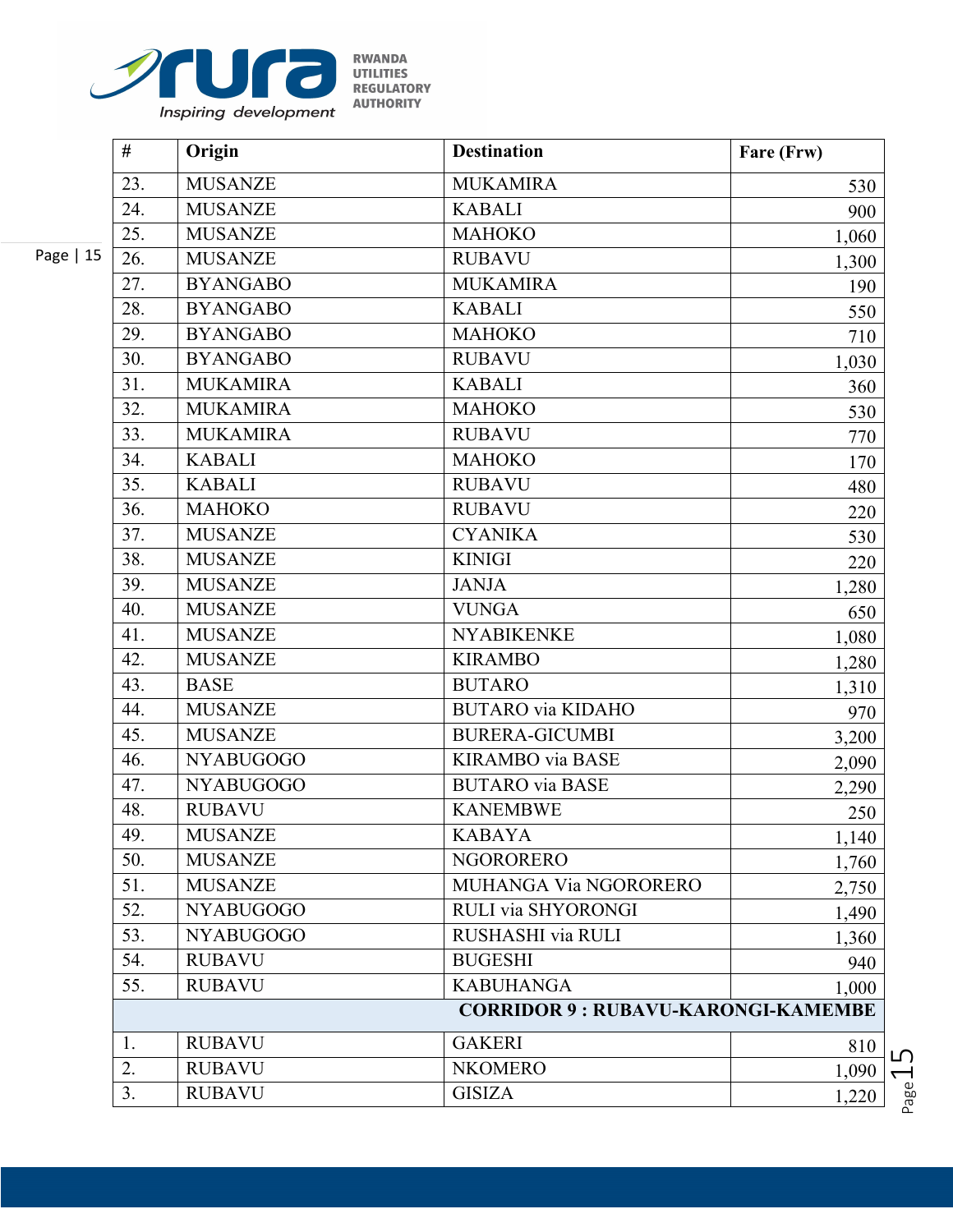| # | Origin | Destination | Fare (Frw) |
|---|---|---|---|
| 23. | MUSANZE | MUKAMIRA | 530 |
| 24. | MUSANZE | KABALI | 900 |
| 25. | MUSANZE | MAHOKO | 1,060 |
| 26. | MUSANZE | RUBAVU | 1,300 |
| 27. | BYANGABO | MUKAMIRA | 190 |
| 28. | BYANGABO | KABALI | 550 |
| 29. | BYANGABO | MAHOKO | 710 |
| 30. | BYANGABO | RUBAVU | 1,030 |
| 31. | MUKAMIRA | KABALI | 360 |
| 32. | MUKAMIRA | MAHOKO | 530 |
| 33. | MUKAMIRA | RUBAVU | 770 |
| 34. | KABALI | MAHOKO | 170 |
| 35. | KABALI | RUBAVU | 480 |
| 36. | MAHOKO | RUBAVU | 220 |
| 37. | MUSANZE | CYANIKA | 530 |
| 38. | MUSANZE | KINIGI | 220 |
| 39. | MUSANZE | JANJA | 1,280 |
| 40. | MUSANZE | VUNGA | 650 |
| 41. | MUSANZE | NYABIKENKE | 1,080 |
| 42. | MUSANZE | KIRAMBO | 1,280 |
| 43. | BASE | BUTARO | 1,310 |
| 44. | MUSANZE | BUTARO via KIDAHO | 970 |
| 45. | MUSANZE | BURERA-GICUMBI | 3,200 |
| 46. | NYABUGOGO | KIRAMBO via BASE | 2,090 |
| 47. | NYABUGOGO | BUTARO via BASE | 2,290 |
| 48. | RUBAVU | KANEMBWE | 250 |
| 49. | MUSANZE | KABAYA | 1,140 |
| 50. | MUSANZE | NGORORERO | 1,760 |
| 51. | MUSANZE | MUHANGA Via NGORORERO | 2,750 |
| 52. | NYABUGOGO | RULI via SHYORONGI | 1,490 |
| 53. | NYABUGOGO | RUSHASHI via RULI | 1,360 |
| 54. | RUBAVU | BUGESHI | 940 |
| 55. | RUBAVU | KABUHANGA | 1,000 |
| | | **CORRIDOR 9 : RUBAVU-KARONGI-KAMEMBE** | |
| 1. | RUBAVU | GAKERI | 810 |
| 2. | RUBAVU | NKOMERO | 1,090 |
| 3. | RUBAVU | GISIZA | 1,220 |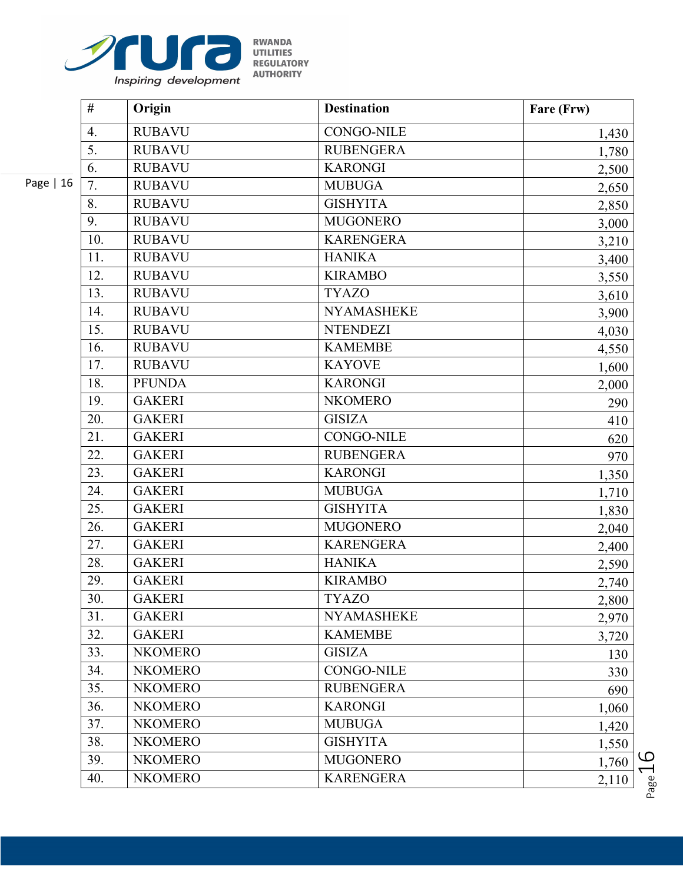| # | Origin | Destination | Fare (Frw) |
|---|---|---|---|
| 4. | RUBAVU | CONGO-NILE | 1,430 |
| 5. | RUBAVU | RUBENGERA | 1,780 |
| 6. | RUBAVU | KARONGI | 2,500 |
| 7. | RUBAVU | MUBUGA | 2,650 |
| 8. | RUBAVU | GISHYITA | 2,850 |
| 9. | RUBAVU | MUGONERO | 3,000 |
| 10. | RUBAVU | KARENGERA | 3,210 |
| 11. | RUBAVU | HANIKA | 3,400 |
| 12. | RUBAVU | KIRAMBO | 3,550 |
| 13. | RUBAVU | TYAZO | 3,610 |
| 14. | RUBAVU | NYAMASHEKE | 3,900 |
| 15. | RUBAVU | NTENDEZI | 4,030 |
| 16. | RUBAVU | KAMEMBE | 4,550 |
| 17. | RUBAVU | KAYOVE | 1,600 |
| 18. | PFUNDA | KARONGI | 2,000 |
| 19. | GAKERI | NKOMERO | 290 |
| 20. | GAKERI | GISIZA | 410 |
| 21. | GAKERI | CONGO-NILE | 620 |
| 22. | GAKERI | RUBENGERA | 970 |
| 23. | GAKERI | KARONGI | 1,350 |
| 24. | GAKERI | MUBUGA | 1,710 |
| 25. | GAKERI | GISHYITA | 1,830 |
| 26. | GAKERI | MUGONERO | 2,040 |
| 27. | GAKERI | KARENGERA | 2,400 |
| 28. | GAKERI | HANIKA | 2,590 |
| 29. | GAKERI | KIRAMBO | 2,740 |
| 30. | GAKERI | TYAZO | 2,800 |
| 31. | GAKERI | NYAMASHEKE | 2,970 |
| 32. | GAKERI | KAMEMBE | 3,720 |
| 33. | NKOMERO | GISIZA | 130 |
| 34. | NKOMERO | CONGO-NILE | 330 |
| 35. | NKOMERO | RUBENGERA | 690 |
| 36. | NKOMERO | KARONGI | 1,060 |
| 37. | NKOMERO | MUBUGA | 1,420 |
| 38. | NKOMERO | GISHYITA | 1,550 |
| 39. | NKOMERO | MUGONERO | 1,760 |
| 40. | NKOMERO | KARENGERA | 2,110 |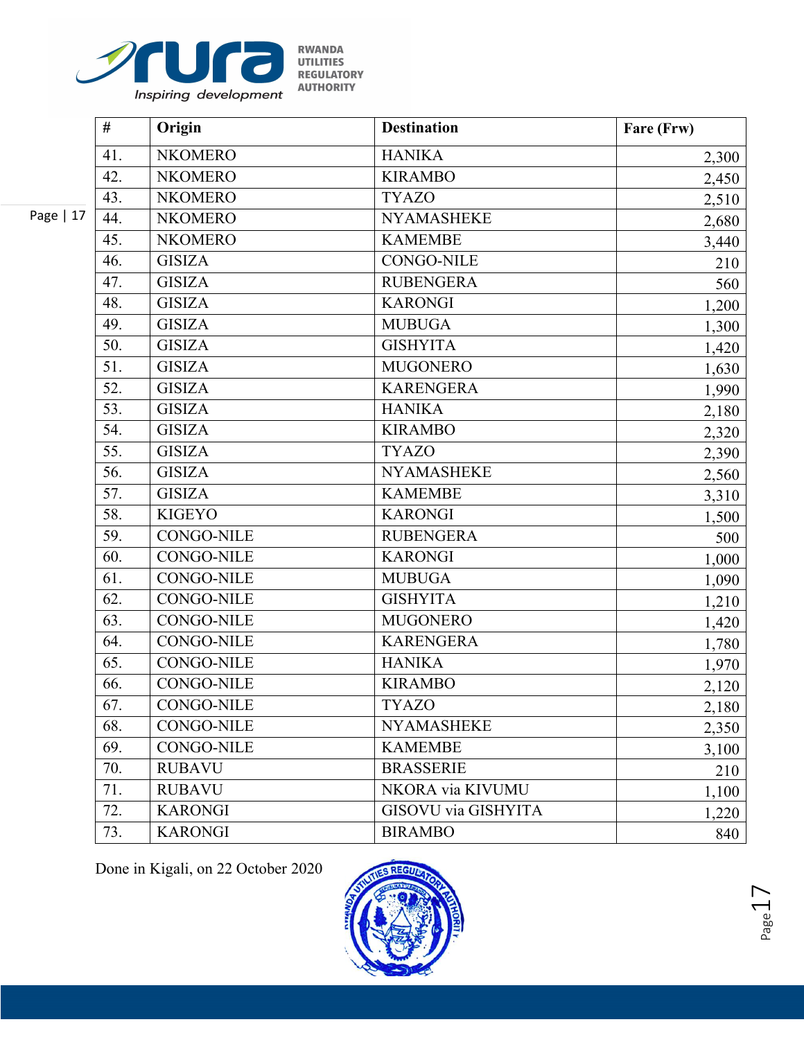| # | Origin | Destination | Fare (Frw) |
|---|---|---|---|
| 41. | NKOMERO | HANIKA | 2,300 |
| 42. | NKOMERO | KIRAMBO | 2,450 |
| 43. | NKOMERO | TYAZO | 2,510 |
| 44. | NKOMERO | NYAMASHEKE | 2,680 |
| 45. | NKOMERO | KAMEMBE | 3,440 |
| 46. | GISIZA | CONGO-NILE | 210 |
| 47. | GISIZA | RUBENGERA | 560 |
| 48. | GISIZA | KARONGI | 1,200 |
| 49. | GISIZA | MUBUGA | 1,300 |
| 50. | GISIZA | GISHYITA | 1,420 |
| 51. | GISIZA | MUGONERO | 1,630 |
| 52. | GISIZA | KARENGERA | 1,990 |
| 53. | GISIZA | HANIKA | 2,180 |
| 54. | GISIZA | KIRAMBO | 2,320 |
| 55. | GISIZA | TYAZO | 2,390 |
| 56. | GISIZA | NYAMASHEKE | 2,560 |
| 57. | GISIZA | KAMEMBE | 3,310 |
| 58. | KIGEYO | KARONGI | 1,500 |
| 59. | CONGO-NILE | RUBENGERA | 500 |
| 60. | CONGO-NILE | KARONGI | 1,000 |
| 61. | CONGO-NILE | MUBUGA | 1,090 |
| 62. | CONGO-NILE | GISHYITA | 1,210 |
| 63. | CONGO-NILE | MUGONERO | 1,420 |
| 64. | CONGO-NILE | KARENGERA | 1,780 |
| 65. | CONGO-NILE | HANIKA | 1,970 |
| 66. | CONGO-NILE | KIRAMBO | 2,120 |
| 67. | CONGO-NILE | TYAZO | 2,180 |
| 68. | CONGO-NILE | NYAMASHEKE | 2,350 |
| 69. | CONGO-NILE | KAMEMBE | 3,100 |
| 70. | RUBAVU | BRASSERIE | 210 |
| 71. | RUBAVU | NKORA via KIVUMU | 1,100 |
| 72. | KARONGI | GISOVU via GISHYITA | 1,220 |
| 73. | KARONGI | BIRAMBO | 840 |

Done in Kigali, on 22 October 2020